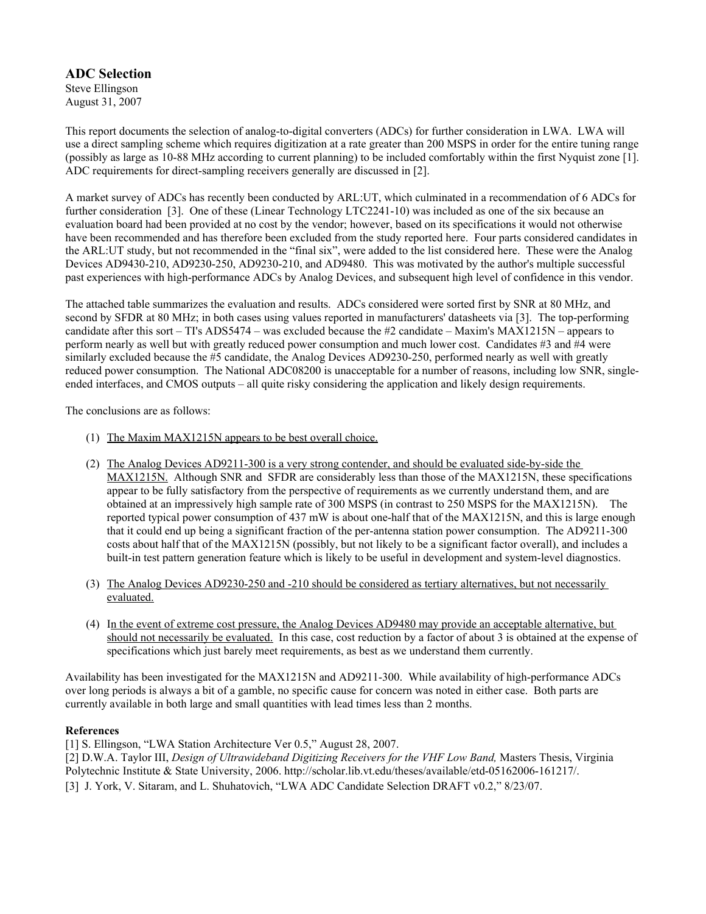## ADC Selection

Steve Ellingson
August 31, 2007

This report documents the selection of analog-to-digital converters (ADCs) for further consideration in LWA. LWA will use a direct sampling scheme which requires digitization at a rate greater than 200 MSPS in order for the entire tuning range (possibly as large as 10-88 MHz according to current planning) to be included comfortably within the first Nyquist zone [1]. ADC requirements for direct-sampling receivers generally are discussed in [2].

A market survey of ADCs has recently been conducted by ARL:UT, which culminated in a recommendation of 6 ADCs for further consideration [3]. One of these (Linear Technology LTC2241-10) was included as one of the six because an evaluation board had been provided at no cost by the vendor; however, based on its specifications it would not otherwise have been recommended and has therefore been excluded from the study reported here. Four parts considered candidates in the ARL:UT study, but not recommended in the "final six", were added to the list considered here. These were the Analog Devices AD9430-210, AD9230-250, AD9230-210, and AD9480. This was motivated by the author's multiple successful past experiences with high-performance ADCs by Analog Devices, and subsequent high level of confidence in this vendor.

The attached table summarizes the evaluation and results. ADCs considered were sorted first by SNR at 80 MHz, and second by SFDR at 80 MHz; in both cases using values reported in manufacturers' datasheets via [3]. The top-performing candidate after this sort – TI's ADS5474 – was excluded because the #2 candidate – Maxim's MAX1215N – appears to perform nearly as well but with greatly reduced power consumption and much lower cost. Candidates #3 and #4 were similarly excluded because the #5 candidate, the Analog Devices AD9230-250, performed nearly as well with greatly reduced power consumption. The National ADC08200 is unacceptable for a number of reasons, including low SNR, single-ended interfaces, and CMOS outputs – all quite risky considering the application and likely design requirements.

The conclusions are as follows:

1. The Maxim MAX1215N appears to be best overall choice.
2. The Analog Devices AD9211-300 is a very strong contender, and should be evaluated side-by-side the MAX1215N. Although SNR and SFDR are considerably less than those of the MAX1215N, these specifications appear to be fully satisfactory from the perspective of requirements as we currently understand them, and are obtained at an impressively high sample rate of 300 MSPS (in contrast to 250 MSPS for the MAX1215N). The reported typical power consumption of 437 mW is about one-half that of the MAX1215N, and this is large enough that it could end up being a significant fraction of the per-antenna station power consumption. The AD9211-300 costs about half that of the MAX1215N (possibly, but not likely to be a significant factor overall), and includes a built-in test pattern generation feature which is likely to be useful in development and system-level diagnostics.
3. The Analog Devices AD9230-250 and -210 should be considered as tertiary alternatives, but not necessarily evaluated.
4. In the event of extreme cost pressure, the Analog Devices AD9480 may provide an acceptable alternative, but should not necessarily be evaluated. In this case, cost reduction by a factor of about 3 is obtained at the expense of specifications which just barely meet requirements, as best as we understand them currently.

Availability has been investigated for the MAX1215N and AD9211-300. While availability of high-performance ADCs over long periods is always a bit of a gamble, no specific cause for concern was noted in either case. Both parts are currently available in both large and small quantities with lead times less than 2 months.

**References**

[1] S. Ellingson, "LWA Station Architecture Ver 0.5," August 28, 2007.
[2] D.W.A. Taylor III, *Design of Ultrawideband Digitizing Receivers for the VHF Low Band,* Masters Thesis, Virginia Polytechnic Institute & State University, 2006. http://scholar.lib.vt.edu/theses/available/etd-05162006-161217/.
[3] J. York, V. Sitaram, and L. Shuhatovich, "LWA ADC Candidate Selection DRAFT v0.2," 8/23/07.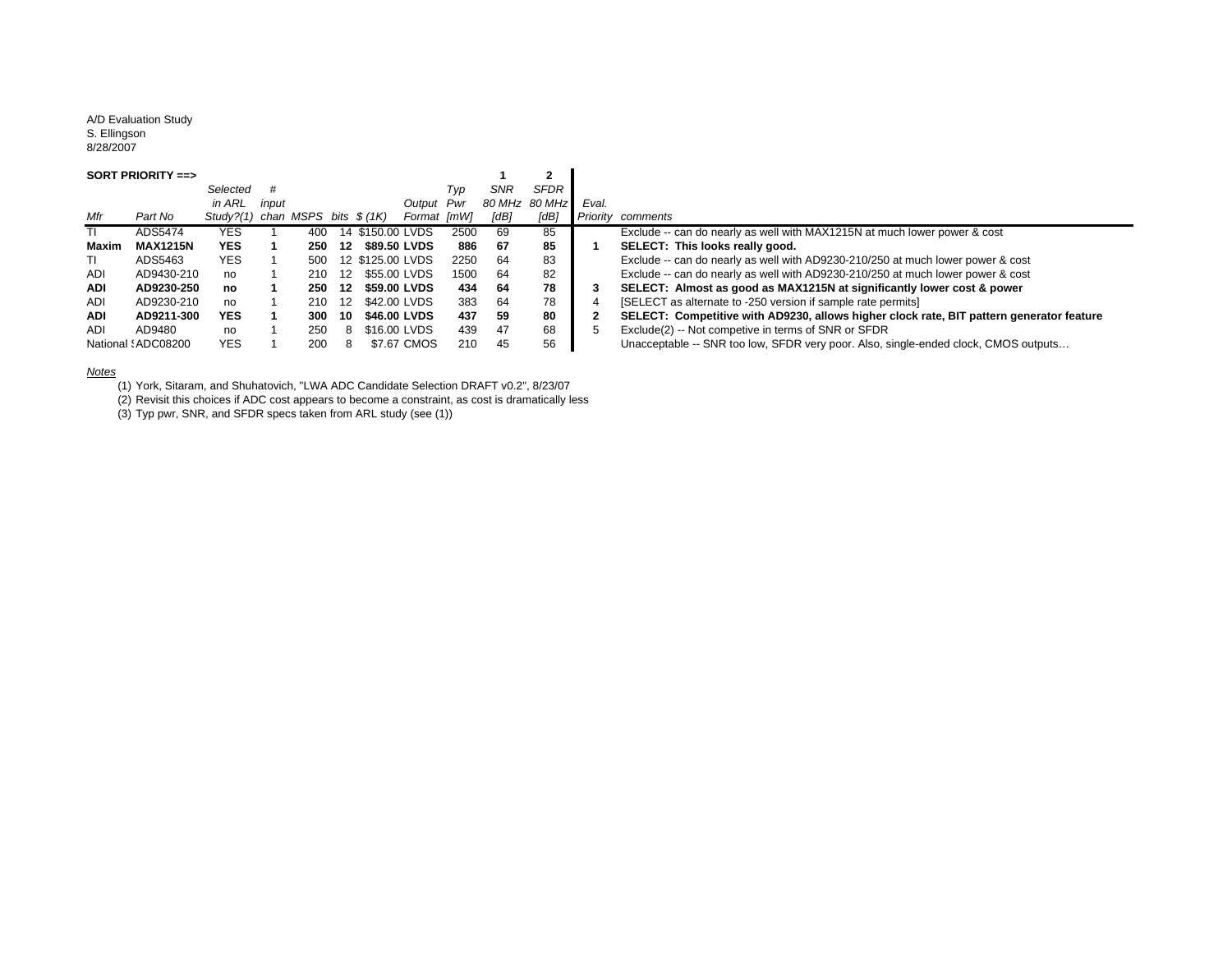A/D Evaluation Study
S. Ellingson
8/28/2007

| **SORT PRIORITY ==>** | | | | | | | | | | **1** | **2** | | |
|---|---|---|---|---|---|---|---|---|---|---|---|---|---|
| *Mfr* | *Part No* | *Selected in ARL Study?(1)* | *# input chan* | *MSPS* | *bits* | *$ (1K)* | *Output Format* | *Typ Pwr [mW]* | *SNR 80 MHz [dB]* | *SFDR 80 MHz [dB]* | *Eval. Priority* | *comments* | |
| TI | ADS5474 | YES | 1 | 400 | 14 | $150.00 | LVDS | 2500 | 69 | 85 | | Exclude -- can do nearly as well with MAX1215N at much lower power & cost | |
| **Maxim** | **MAX1215N** | **YES** | **1** | **250** | **12** | **$89.50** | **LVDS** | **886** | **67** | **85** | **1** | **SELECT: This looks really good.** | |
| TI | ADS5463 | YES | 1 | 500 | 12 | $125.00 | LVDS | 2250 | 64 | 83 | | Exclude -- can do nearly as well with AD9230-210/250 at much lower power & cost | |
| ADI | AD9430-210 | no | 1 | 210 | 12 | $55.00 | LVDS | 1500 | 64 | 82 | | Exclude -- can do nearly as well with AD9230-210/250 at much lower power & cost | |
| **ADI** | **AD9230-250** | **no** | **1** | **250** | **12** | **$59.00** | **LVDS** | **434** | **64** | **78** | **3** | **SELECT: Almost as good as MAX1215N at significantly lower cost & power** | |
| ADI | AD9230-210 | no | 1 | 210 | 12 | $42.00 | LVDS | 383 | 64 | 78 | 4 | [SELECT as alternate to -250 version if sample rate permits] | |
| **ADI** | **AD9211-300** | **YES** | **1** | **300** | **10** | **$46.00** | **LVDS** | **437** | **59** | **80** | **2** | **SELECT: Competitive with AD9230, allows higher clock rate, BIT pattern generator feature** | |
| ADI | AD9480 | no | 1 | 250 | 8 | $16.00 | LVDS | 439 | 47 | 68 | 5 | Exclude(2) -- Not competive in terms of SNR or SFDR | |
| National S | ADC08200 | YES | 1 | 200 | 8 | $7.67 | CMOS | 210 | 45 | 56 | | Unacceptable -- SNR too low, SFDR very poor. Also, single-ended clock, CMOS outputs… | |

*Notes*

(1) York, Sitaram, and Shuhatovich, "LWA ADC Candidate Selection DRAFT v0.2", 8/23/07

(2) Revisit this choices if ADC cost appears to become a constraint, as cost is dramatically less

(3) Typ pwr, SNR, and SFDR specs taken from ARL study (see (1))